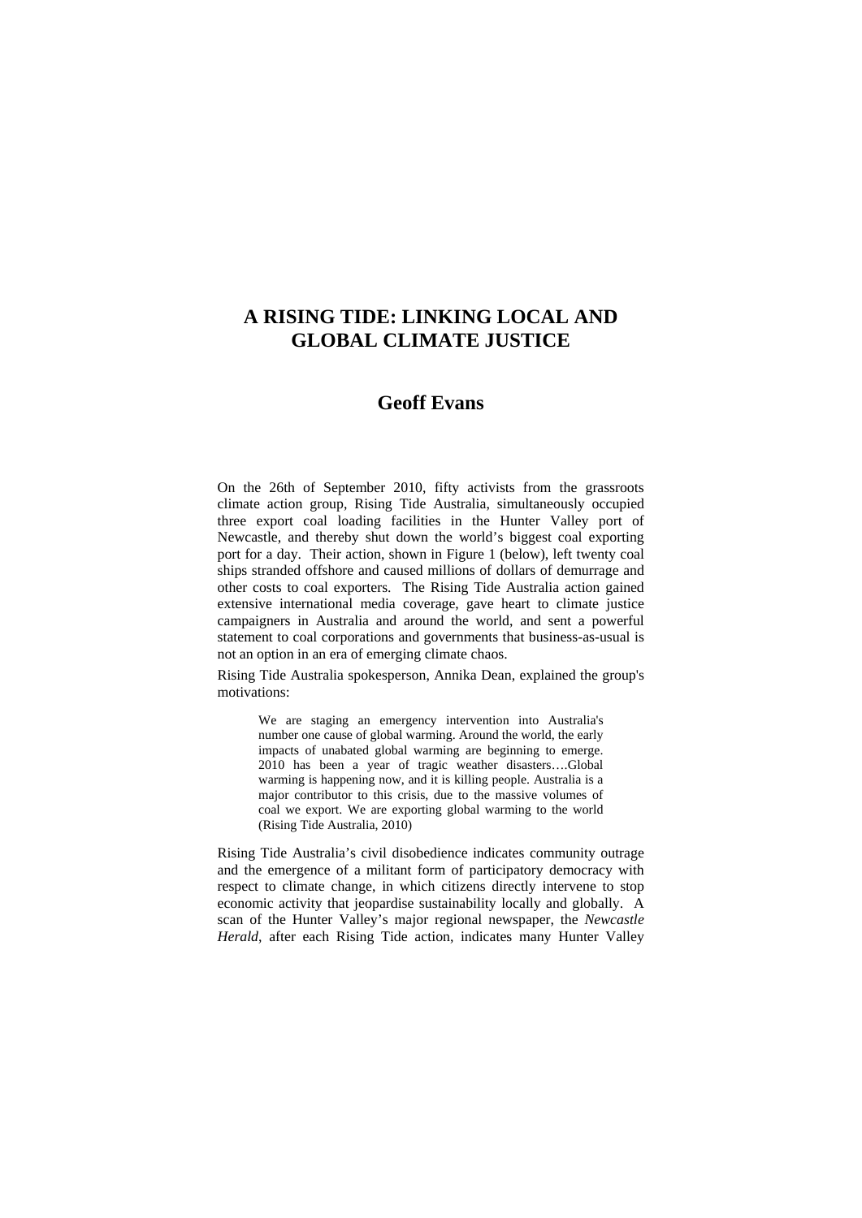# A RISING TIDE: LINKING LOCAL AND GLOBAL CLIMATE JUSTICE

## Geoff Evans

On the 26th of September 2010, fifty activists from the grassroots climate action group, Rising Tide Australia, simultaneously occupied three export coal loading facilities in the Hunter Valley port of Newcastle, and thereby shut down the world's biggest coal exporting port for a day. Their action, shown in Figure 1 (below), left twenty coal ships stranded offshore and caused millions of dollars of demurrage and other costs to coal exporters. The Rising Tide Australia action gained extensive international media coverage, gave heart to climate justice campaigners in Australia and around the world, and sent a powerful statement to coal corporations and governments that business-as-usual is not an option in an era of emerging climate chaos.

Rising Tide Australia spokesperson, Annika Dean, explained the group's motivations:

> We are staging an emergency intervention into Australia's number one cause of global warming. Around the world, the early impacts of unabated global warming are beginning to emerge. 2010 has been a year of tragic weather disasters….Global warming is happening now, and it is killing people. Australia is a major contributor to this crisis, due to the massive volumes of coal we export. We are exporting global warming to the world (Rising Tide Australia, 2010)

Rising Tide Australia's civil disobedience indicates community outrage and the emergence of a militant form of participatory democracy with respect to climate change, in which citizens directly intervene to stop economic activity that jeopardise sustainability locally and globally. A scan of the Hunter Valley's major regional newspaper, the *Newcastle Herald*, after each Rising Tide action, indicates many Hunter Valley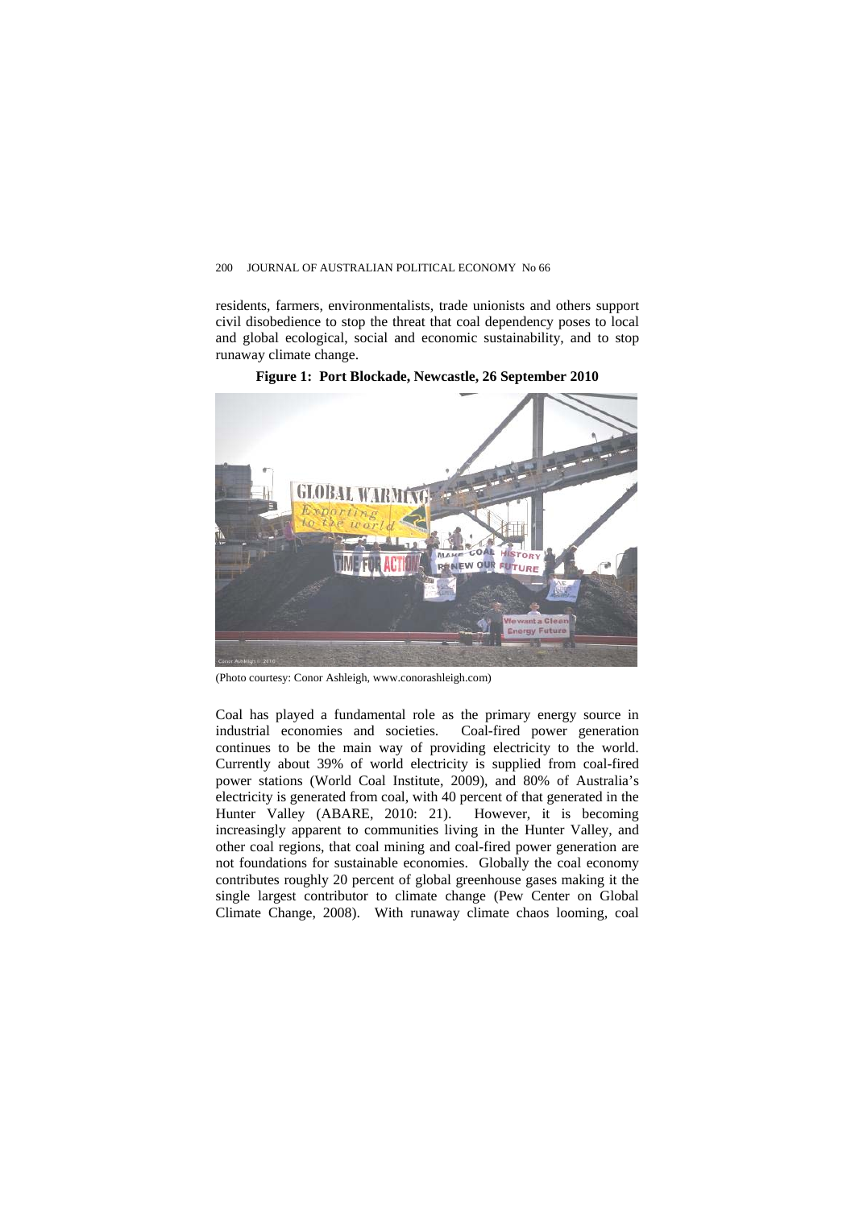residents, farmers, environmentalists, trade unionists and others support civil disobedience to stop the threat that coal dependency poses to local and global ecological, social and economic sustainability, and to stop runaway climate change.

**Figure 1: Port Blockade, Newcastle, 26 September 2010**

(Photo courtesy: Conor Ashleigh, www.conorashleigh.com)

Coal has played a fundamental role as the primary energy source in industrial economies and societies. Coal-fired power generation continues to be the main way of providing electricity to the world. Currently about 39% of world electricity is supplied from coal-fired power stations (World Coal Institute, 2009), and 80% of Australia's electricity is generated from coal, with 40 percent of that generated in the Hunter Valley (ABARE, 2010: 21). However, it is becoming increasingly apparent to communities living in the Hunter Valley, and other coal regions, that coal mining and coal-fired power generation are not foundations for sustainable economies. Globally the coal economy contributes roughly 20 percent of global greenhouse gases making it the single largest contributor to climate change (Pew Center on Global Climate Change, 2008). With runaway climate chaos looming, coal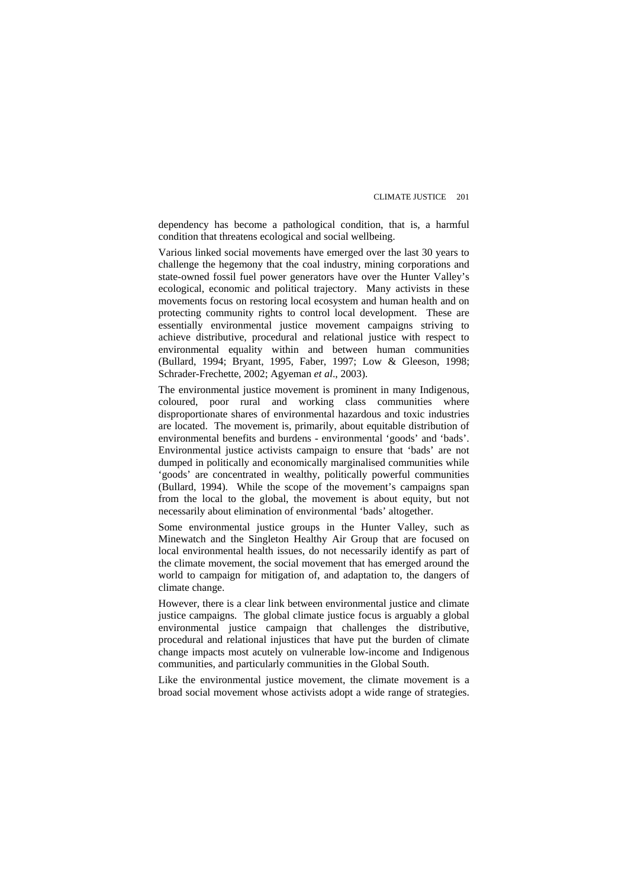dependency has become a pathological condition, that is, a harmful condition that threatens ecological and social wellbeing.

Various linked social movements have emerged over the last 30 years to challenge the hegemony that the coal industry, mining corporations and state-owned fossil fuel power generators have over the Hunter Valley's ecological, economic and political trajectory. Many activists in these movements focus on restoring local ecosystem and human health and on protecting community rights to control local development. These are essentially environmental justice movement campaigns striving to achieve distributive, procedural and relational justice with respect to environmental equality within and between human communities (Bullard, 1994; Bryant, 1995, Faber, 1997; Low & Gleeson, 1998; Schrader-Frechette, 2002; Agyeman *et al*., 2003).

The environmental justice movement is prominent in many Indigenous, coloured, poor rural and working class communities where disproportionate shares of environmental hazardous and toxic industries are located. The movement is, primarily, about equitable distribution of environmental benefits and burdens - environmental 'goods' and 'bads'. Environmental justice activists campaign to ensure that 'bads' are not dumped in politically and economically marginalised communities while 'goods' are concentrated in wealthy, politically powerful communities (Bullard, 1994). While the scope of the movement's campaigns span from the local to the global, the movement is about equity, but not necessarily about elimination of environmental 'bads' altogether.

Some environmental justice groups in the Hunter Valley, such as Minewatch and the Singleton Healthy Air Group that are focused on local environmental health issues, do not necessarily identify as part of the climate movement, the social movement that has emerged around the world to campaign for mitigation of, and adaptation to, the dangers of climate change.

However, there is a clear link between environmental justice and climate justice campaigns. The global climate justice focus is arguably a global environmental justice campaign that challenges the distributive, procedural and relational injustices that have put the burden of climate change impacts most acutely on vulnerable low-income and Indigenous communities, and particularly communities in the Global South.

Like the environmental justice movement, the climate movement is a broad social movement whose activists adopt a wide range of strategies.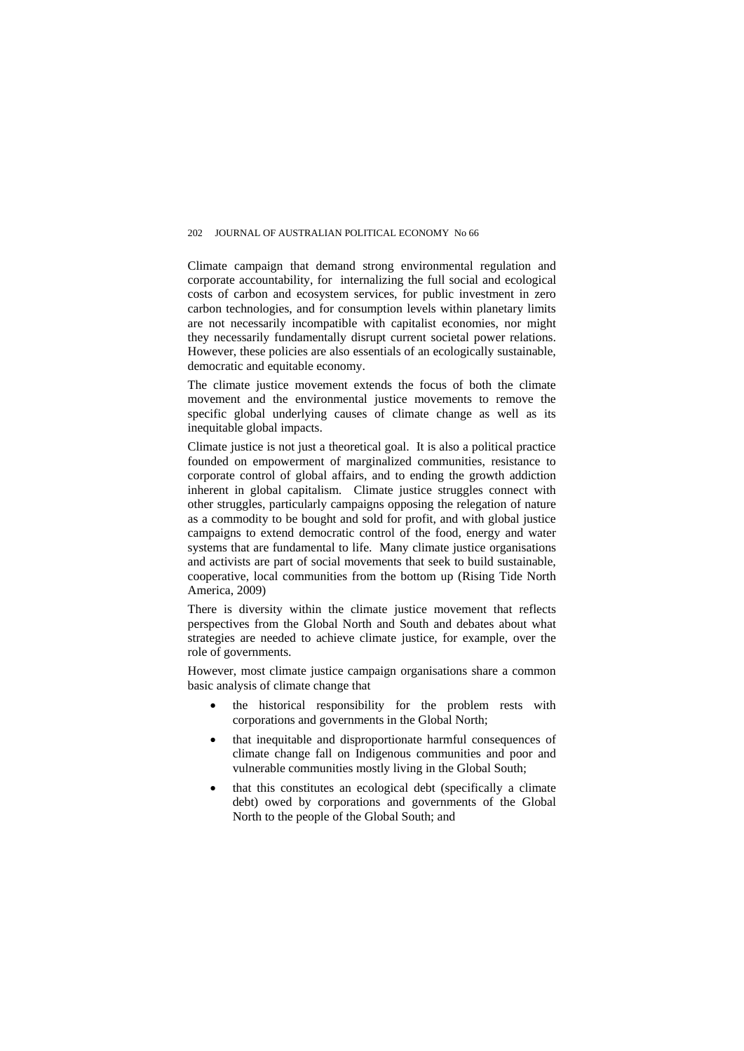Climate campaign that demand strong environmental regulation and corporate accountability, for internalizing the full social and ecological costs of carbon and ecosystem services, for public investment in zero carbon technologies, and for consumption levels within planetary limits are not necessarily incompatible with capitalist economies, nor might they necessarily fundamentally disrupt current societal power relations. However, these policies are also essentials of an ecologically sustainable, democratic and equitable economy.

The climate justice movement extends the focus of both the climate movement and the environmental justice movements to remove the specific global underlying causes of climate change as well as its inequitable global impacts.

Climate justice is not just a theoretical goal. It is also a political practice founded on empowerment of marginalized communities, resistance to corporate control of global affairs, and to ending the growth addiction inherent in global capitalism. Climate justice struggles connect with other struggles, particularly campaigns opposing the relegation of nature as a commodity to be bought and sold for profit, and with global justice campaigns to extend democratic control of the food, energy and water systems that are fundamental to life. Many climate justice organisations and activists are part of social movements that seek to build sustainable, cooperative, local communities from the bottom up (Rising Tide North America, 2009)

There is diversity within the climate justice movement that reflects perspectives from the Global North and South and debates about what strategies are needed to achieve climate justice, for example, over the role of governments.

However, most climate justice campaign organisations share a common basic analysis of climate change that

- the historical responsibility for the problem rests with corporations and governments in the Global North;
- that inequitable and disproportionate harmful consequences of climate change fall on Indigenous communities and poor and vulnerable communities mostly living in the Global South;
- that this constitutes an ecological debt (specifically a climate debt) owed by corporations and governments of the Global North to the people of the Global South; and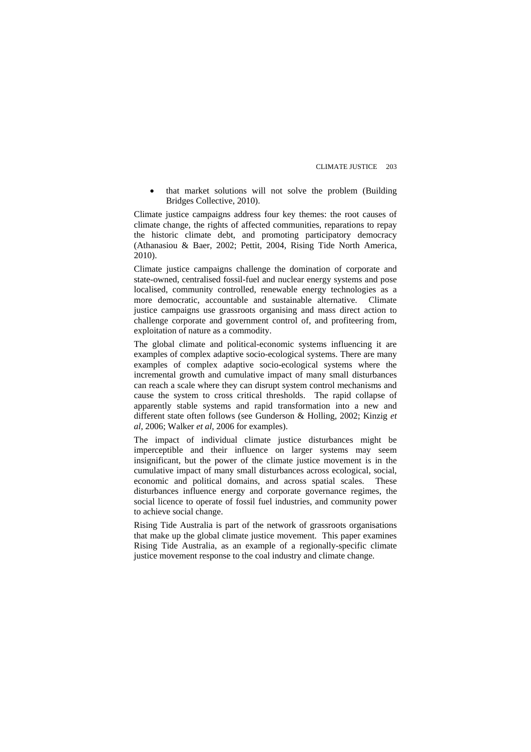- that market solutions will not solve the problem (Building Bridges Collective, 2010).

Climate justice campaigns address four key themes: the root causes of climate change, the rights of affected communities, reparations to repay the historic climate debt, and promoting participatory democracy (Athanasiou & Baer, 2002; Pettit, 2004, Rising Tide North America, 2010).

Climate justice campaigns challenge the domination of corporate and state-owned, centralised fossil-fuel and nuclear energy systems and pose localised, community controlled, renewable energy technologies as a more democratic, accountable and sustainable alternative. Climate justice campaigns use grassroots organising and mass direct action to challenge corporate and government control of, and profiteering from, exploitation of nature as a commodity.

The global climate and political-economic systems influencing it are examples of complex adaptive socio-ecological systems. There are many examples of complex adaptive socio-ecological systems where the incremental growth and cumulative impact of many small disturbances can reach a scale where they can disrupt system control mechanisms and cause the system to cross critical thresholds. The rapid collapse of apparently stable systems and rapid transformation into a new and different state often follows (see Gunderson & Holling, 2002; Kinzig *et al*, 2006; Walker *et al*, 2006 for examples).

The impact of individual climate justice disturbances might be imperceptible and their influence on larger systems may seem insignificant, but the power of the climate justice movement is in the cumulative impact of many small disturbances across ecological, social, economic and political domains, and across spatial scales. These disturbances influence energy and corporate governance regimes, the social licence to operate of fossil fuel industries, and community power to achieve social change.

Rising Tide Australia is part of the network of grassroots organisations that make up the global climate justice movement. This paper examines Rising Tide Australia, as an example of a regionally-specific climate justice movement response to the coal industry and climate change.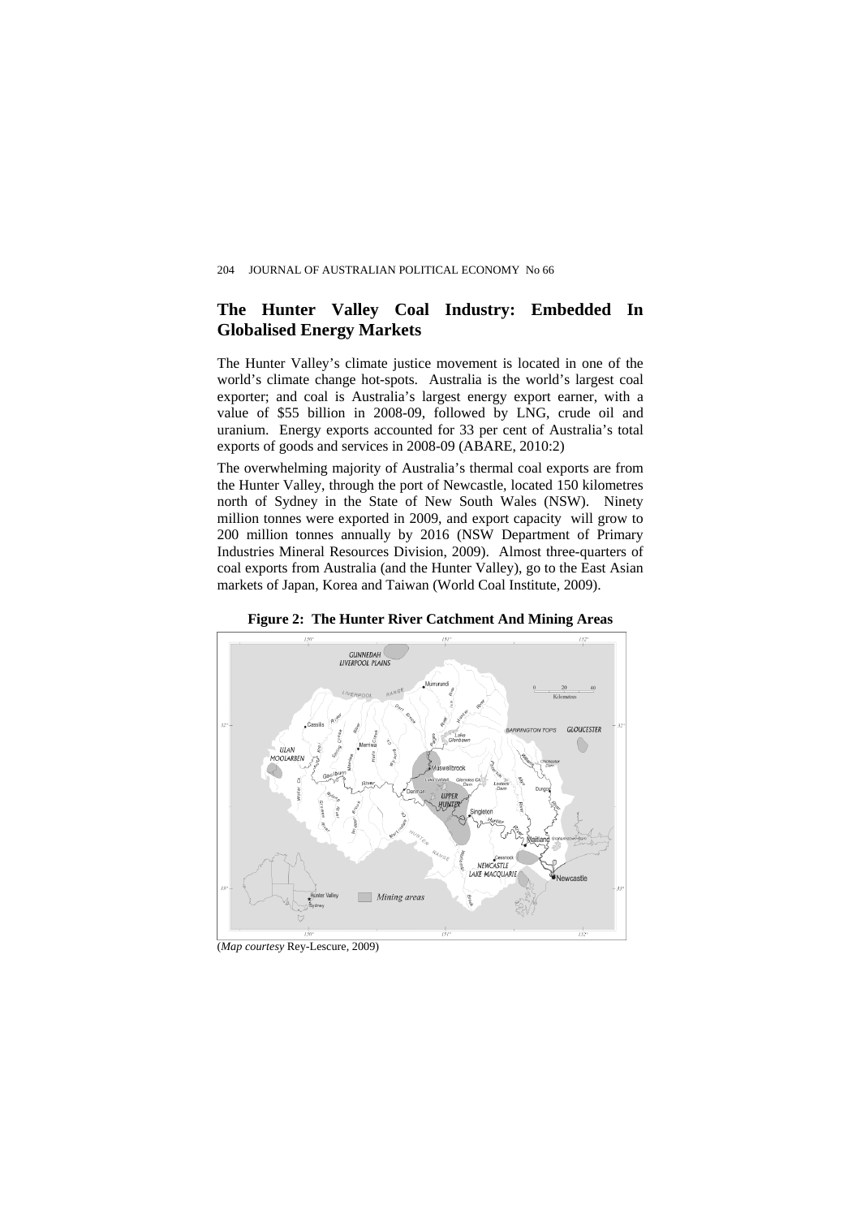## The Hunter Valley Coal Industry: Embedded In Globalised Energy Markets

The Hunter Valley's climate justice movement is located in one of the world's climate change hot-spots. Australia is the world's largest coal exporter; and coal is Australia's largest energy export earner, with a value of $55 billion in 2008-09, followed by LNG, crude oil and uranium. Energy exports accounted for 33 per cent of Australia's total exports of goods and services in 2008-09 (ABARE, 2010:2)

The overwhelming majority of Australia's thermal coal exports are from the Hunter Valley, through the port of Newcastle, located 150 kilometres north of Sydney in the State of New South Wales (NSW). Ninety million tonnes were exported in 2009, and export capacity will grow to 200 million tonnes annually by 2016 (NSW Department of Primary Industries Mineral Resources Division, 2009). Almost three-quarters of coal exports from Australia (and the Hunter Valley), go to the East Asian markets of Japan, Korea and Taiwan (World Coal Institute, 2009).

**Figure 2: The Hunter River Catchment And Mining Areas**

(*Map courtesy* Rey-Lescure, 2009)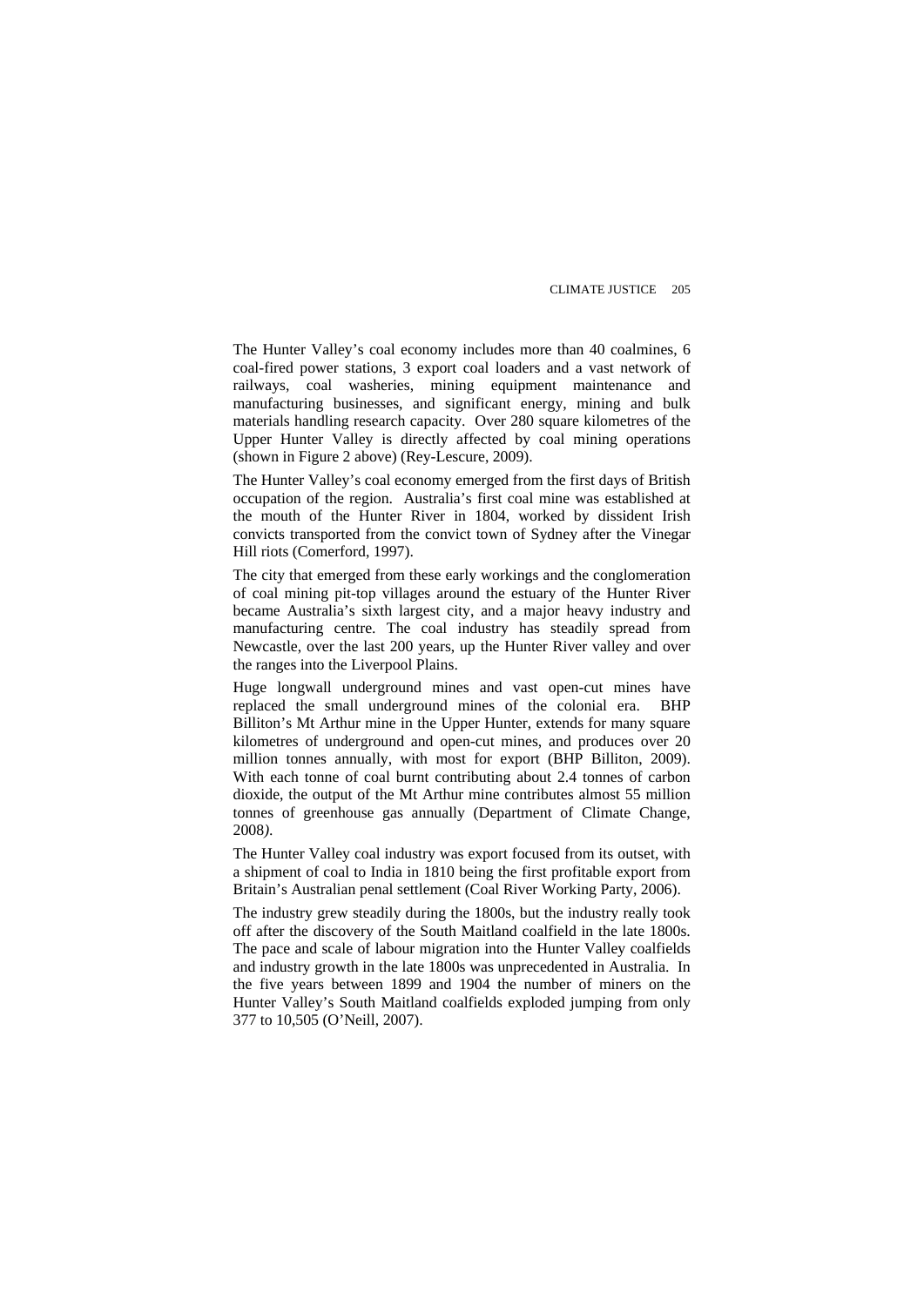The Hunter Valley's coal economy includes more than 40 coalmines, 6 coal-fired power stations, 3 export coal loaders and a vast network of railways, coal washeries, mining equipment maintenance and manufacturing businesses, and significant energy, mining and bulk materials handling research capacity. Over 280 square kilometres of the Upper Hunter Valley is directly affected by coal mining operations (shown in Figure 2 above) (Rey-Lescure, 2009).

The Hunter Valley's coal economy emerged from the first days of British occupation of the region. Australia's first coal mine was established at the mouth of the Hunter River in 1804, worked by dissident Irish convicts transported from the convict town of Sydney after the Vinegar Hill riots (Comerford, 1997).

The city that emerged from these early workings and the conglomeration of coal mining pit-top villages around the estuary of the Hunter River became Australia's sixth largest city, and a major heavy industry and manufacturing centre. The coal industry has steadily spread from Newcastle, over the last 200 years, up the Hunter River valley and over the ranges into the Liverpool Plains.

Huge longwall underground mines and vast open-cut mines have replaced the small underground mines of the colonial era. BHP Billiton's Mt Arthur mine in the Upper Hunter, extends for many square kilometres of underground and open-cut mines, and produces over 20 million tonnes annually, with most for export (BHP Billiton, 2009). With each tonne of coal burnt contributing about 2.4 tonnes of carbon dioxide, the output of the Mt Arthur mine contributes almost 55 million tonnes of greenhouse gas annually (Department of Climate Change, 2008).

The Hunter Valley coal industry was export focused from its outset, with a shipment of coal to India in 1810 being the first profitable export from Britain's Australian penal settlement (Coal River Working Party, 2006).

The industry grew steadily during the 1800s, but the industry really took off after the discovery of the South Maitland coalfield in the late 1800s. The pace and scale of labour migration into the Hunter Valley coalfields and industry growth in the late 1800s was unprecedented in Australia. In the five years between 1899 and 1904 the number of miners on the Hunter Valley's South Maitland coalfields exploded jumping from only 377 to 10,505 (O'Neill, 2007).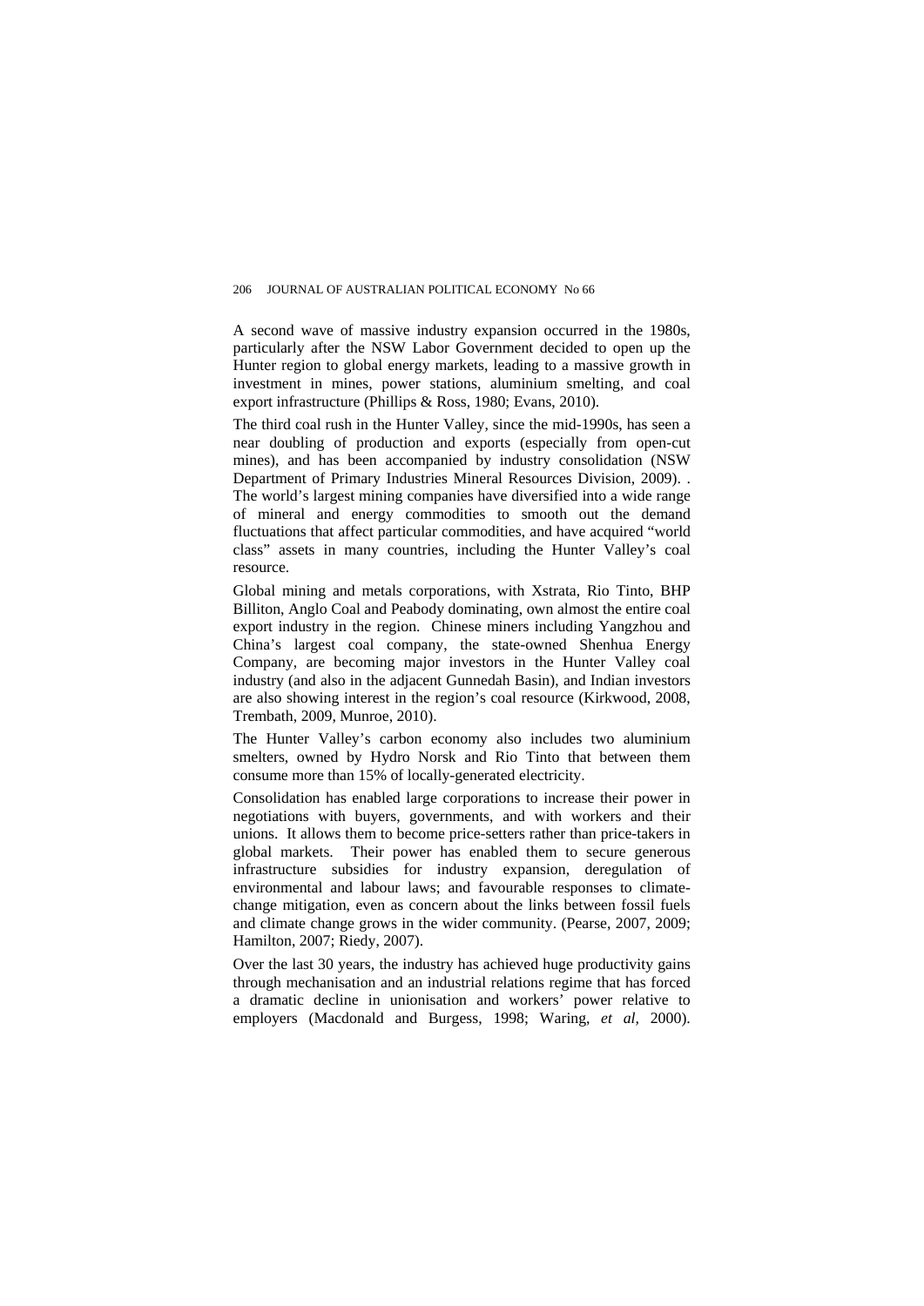A second wave of massive industry expansion occurred in the 1980s, particularly after the NSW Labor Government decided to open up the Hunter region to global energy markets, leading to a massive growth in investment in mines, power stations, aluminium smelting, and coal export infrastructure (Phillips & Ross, 1980; Evans, 2010).

The third coal rush in the Hunter Valley, since the mid-1990s, has seen a near doubling of production and exports (especially from open-cut mines), and has been accompanied by industry consolidation (NSW Department of Primary Industries Mineral Resources Division, 2009). . The world's largest mining companies have diversified into a wide range of mineral and energy commodities to smooth out the demand fluctuations that affect particular commodities, and have acquired "world class" assets in many countries, including the Hunter Valley's coal resource.

Global mining and metals corporations, with Xstrata, Rio Tinto, BHP Billiton, Anglo Coal and Peabody dominating, own almost the entire coal export industry in the region. Chinese miners including Yangzhou and China's largest coal company, the state-owned Shenhua Energy Company, are becoming major investors in the Hunter Valley coal industry (and also in the adjacent Gunnedah Basin), and Indian investors are also showing interest in the region's coal resource (Kirkwood, 2008, Trembath, 2009, Munroe, 2010).

The Hunter Valley's carbon economy also includes two aluminium smelters, owned by Hydro Norsk and Rio Tinto that between them consume more than 15% of locally-generated electricity.

Consolidation has enabled large corporations to increase their power in negotiations with buyers, governments, and with workers and their unions. It allows them to become price-setters rather than price-takers in global markets. Their power has enabled them to secure generous infrastructure subsidies for industry expansion, deregulation of environmental and labour laws; and favourable responses to climate-change mitigation, even as concern about the links between fossil fuels and climate change grows in the wider community. (Pearse, 2007, 2009; Hamilton, 2007; Riedy, 2007).

Over the last 30 years, the industry has achieved huge productivity gains through mechanisation and an industrial relations regime that has forced a dramatic decline in unionisation and workers' power relative to employers (Macdonald and Burgess, 1998; Waring, *et al*, 2000).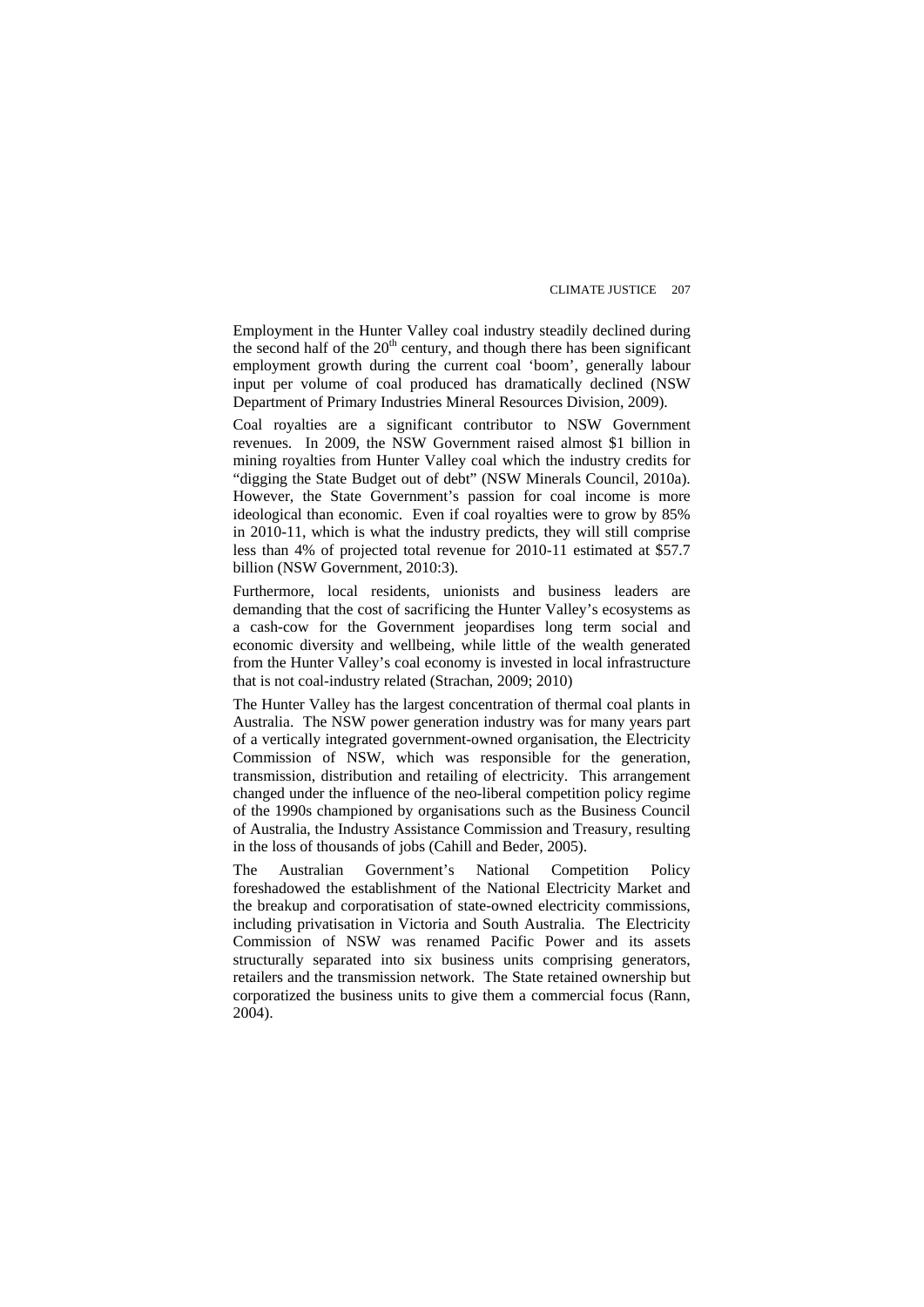Employment in the Hunter Valley coal industry steadily declined during the second half of the 20th century, and though there has been significant employment growth during the current coal 'boom', generally labour input per volume of coal produced has dramatically declined (NSW Department of Primary Industries Mineral Resources Division, 2009).

Coal royalties are a significant contributor to NSW Government revenues. In 2009, the NSW Government raised almost $1 billion in mining royalties from Hunter Valley coal which the industry credits for "digging the State Budget out of debt" (NSW Minerals Council, 2010a). However, the State Government's passion for coal income is more ideological than economic. Even if coal royalties were to grow by 85% in 2010-11, which is what the industry predicts, they will still comprise less than 4% of projected total revenue for 2010-11 estimated at $57.7 billion (NSW Government, 2010:3).

Furthermore, local residents, unionists and business leaders are demanding that the cost of sacrificing the Hunter Valley's ecosystems as a cash-cow for the Government jeopardises long term social and economic diversity and wellbeing, while little of the wealth generated from the Hunter Valley's coal economy is invested in local infrastructure that is not coal-industry related (Strachan, 2009; 2010)

The Hunter Valley has the largest concentration of thermal coal plants in Australia. The NSW power generation industry was for many years part of a vertically integrated government-owned organisation, the Electricity Commission of NSW, which was responsible for the generation, transmission, distribution and retailing of electricity. This arrangement changed under the influence of the neo-liberal competition policy regime of the 1990s championed by organisations such as the Business Council of Australia, the Industry Assistance Commission and Treasury, resulting in the loss of thousands of jobs (Cahill and Beder, 2005).

The Australian Government's National Competition Policy foreshadowed the establishment of the National Electricity Market and the breakup and corporatisation of state-owned electricity commissions, including privatisation in Victoria and South Australia. The Electricity Commission of NSW was renamed Pacific Power and its assets structurally separated into six business units comprising generators, retailers and the transmission network. The State retained ownership but corporatized the business units to give them a commercial focus (Rann, 2004).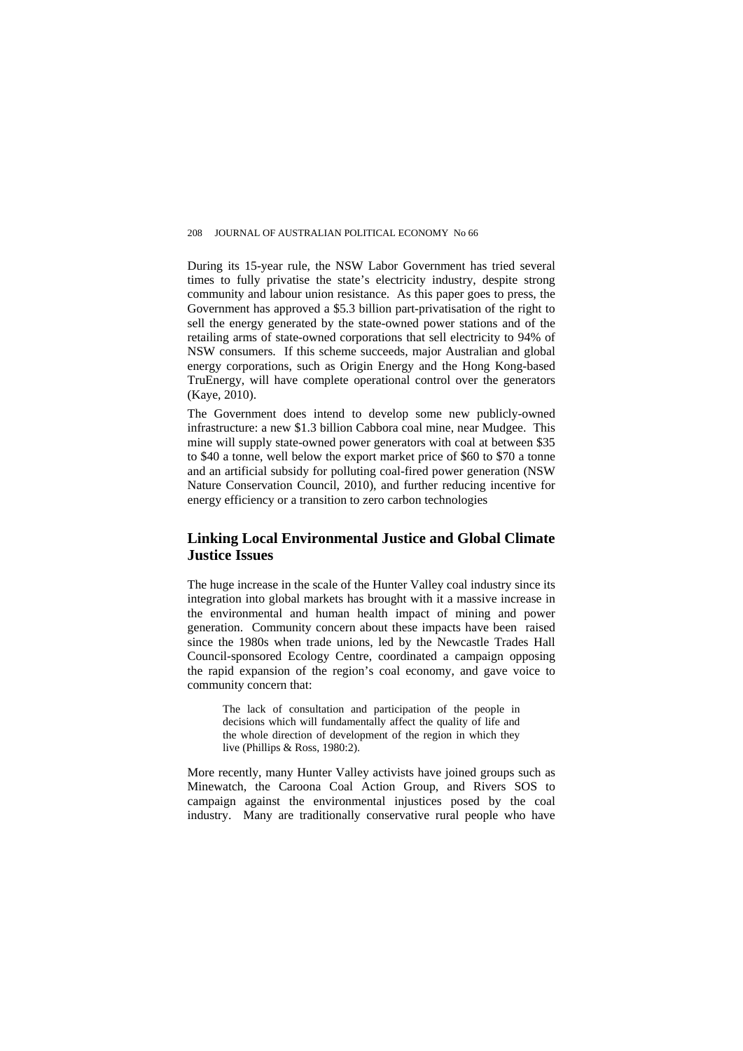During its 15-year rule, the NSW Labor Government has tried several times to fully privatise the state's electricity industry, despite strong community and labour union resistance. As this paper goes to press, the Government has approved a \$5.3 billion part-privatisation of the right to sell the energy generated by the state-owned power stations and of the retailing arms of state-owned corporations that sell electricity to 94% of NSW consumers. If this scheme succeeds, major Australian and global energy corporations, such as Origin Energy and the Hong Kong-based TruEnergy, will have complete operational control over the generators (Kaye, 2010).

The Government does intend to develop some new publicly-owned infrastructure: a new \$1.3 billion Cabbora coal mine, near Mudgee. This mine will supply state-owned power generators with coal at between \$35 to \$40 a tonne, well below the export market price of \$60 to \$70 a tonne and an artificial subsidy for polluting coal-fired power generation (NSW Nature Conservation Council, 2010), and further reducing incentive for energy efficiency or a transition to zero carbon technologies

## Linking Local Environmental Justice and Global Climate Justice Issues

The huge increase in the scale of the Hunter Valley coal industry since its integration into global markets has brought with it a massive increase in the environmental and human health impact of mining and power generation. Community concern about these impacts have been raised since the 1980s when trade unions, led by the Newcastle Trades Hall Council-sponsored Ecology Centre, coordinated a campaign opposing the rapid expansion of the region's coal economy, and gave voice to community concern that:

> The lack of consultation and participation of the people in decisions which will fundamentally affect the quality of life and the whole direction of development of the region in which they live (Phillips & Ross, 1980:2).

More recently, many Hunter Valley activists have joined groups such as Minewatch, the Caroona Coal Action Group, and Rivers SOS to campaign against the environmental injustices posed by the coal industry. Many are traditionally conservative rural people who have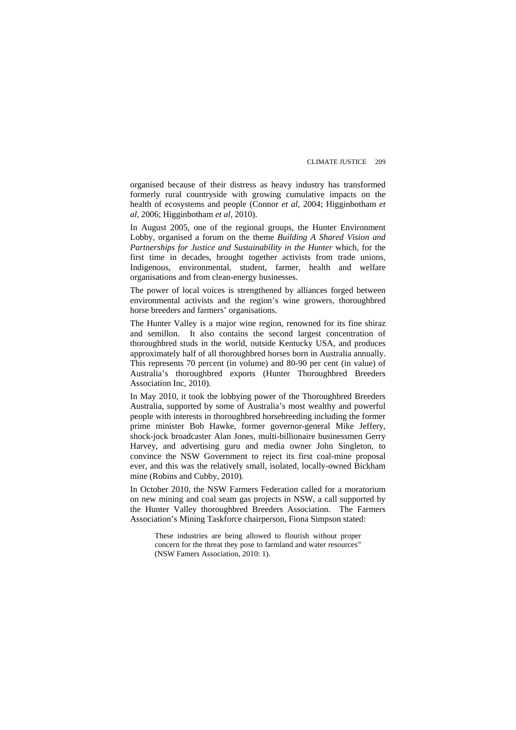organised because of their distress as heavy industry has transformed formerly rural countryside with growing cumulative impacts on the health of ecosystems and people (Connor *et al*, 2004; Higginbotham *et al*, 2006; Higginbotham *et al*, 2010).

In August 2005, one of the regional groups, the Hunter Environment Lobby, organised a forum on the theme *Building A Shared Vision and Partnerships for Justice and Sustainability in the Hunter* which, for the first time in decades, brought together activists from trade unions, Indigenous, environmental, student, farmer, health and welfare organisations and from clean-energy businesses.

The power of local voices is strengthened by alliances forged between environmental activists and the region's wine growers, thoroughbred horse breeders and farmers' organisations.

The Hunter Valley is a major wine region, renowned for its fine shiraz and semillon. It also contains the second largest concentration of thoroughbred studs in the world, outside Kentucky USA, and produces approximately half of all thoroughbred horses born in Australia annually. This represents 70 percent (in volume) and 80-90 per cent (in value) of Australia's thoroughbred exports (Hunter Thoroughbred Breeders Association Inc, 2010).

In May 2010, it took the lobbying power of the Thoroughbred Breeders Australia, supported by some of Australia's most wealthy and powerful people with interests in thoroughbred horsebreeding including the former prime minister Bob Hawke, former governor-general Mike Jeffery, shock-jock broadcaster Alan Jones, multi-billionaire businessmen Gerry Harvey, and advertising guru and media owner John Singleton, to convince the NSW Government to reject its first coal-mine proposal ever, and this was the relatively small, isolated, locally-owned Bickham mine (Robins and Cubby, 2010).

In October 2010, the NSW Farmers Federation called for a moratorium on new mining and coal seam gas projects in NSW, a call supported by the Hunter Valley thoroughbred Breeders Association. The Farmers Association's Mining Taskforce chairperson, Fiona Simpson stated:

> These industries are being allowed to flourish without proper concern for the threat they pose to farmland and water resources" (NSW Famers Association, 2010: 1).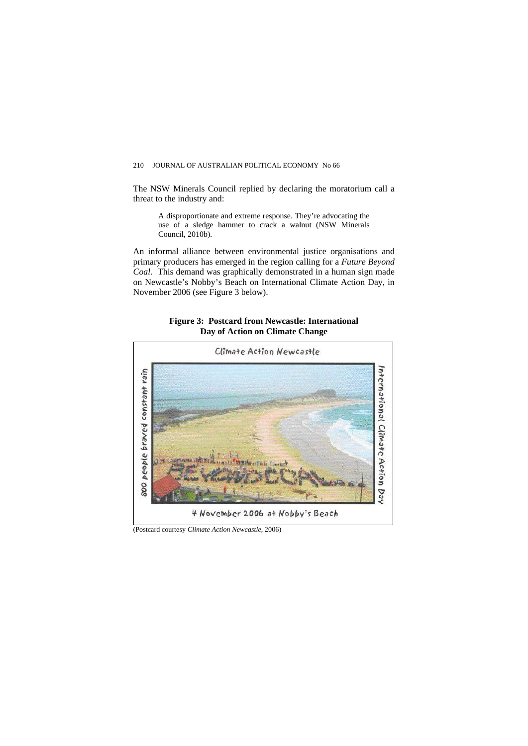The NSW Minerals Council replied by declaring the moratorium call a threat to the industry and:

> A disproportionate and extreme response. They're advocating the use of a sledge hammer to crack a walnut (NSW Minerals Council, 2010b).

An informal alliance between environmental justice organisations and primary producers has emerged in the region calling for a *Future Beyond Coal.* This demand was graphically demonstrated in a human sign made on Newcastle's Nobby's Beach on International Climate Action Day, in November 2006 (see Figure 3 below).

**Figure 3: Postcard from Newcastle: International Day of Action on Climate Change**

Climate Action Newcastle

800 people braved constant rain

International Climate Action Day

4 November 2006 at Nobby's Beach

(Postcard courtesy *Climate Action Newcastle*, 2006)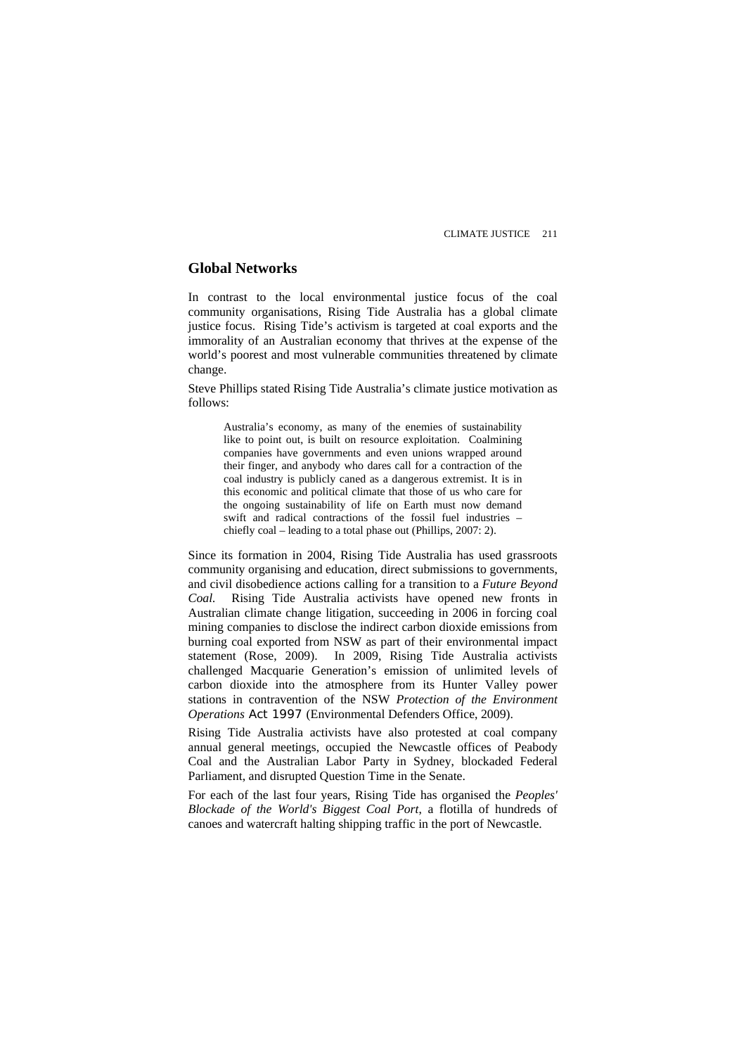## Global Networks

In contrast to the local environmental justice focus of the coal community organisations, Rising Tide Australia has a global climate justice focus. Rising Tide's activism is targeted at coal exports and the immorality of an Australian economy that thrives at the expense of the world's poorest and most vulnerable communities threatened by climate change.

Steve Phillips stated Rising Tide Australia's climate justice motivation as follows:

> Australia's economy, as many of the enemies of sustainability like to point out, is built on resource exploitation. Coalmining companies have governments and even unions wrapped around their finger, and anybody who dares call for a contraction of the coal industry is publicly caned as a dangerous extremist. It is in this economic and political climate that those of us who care for the ongoing sustainability of life on Earth must now demand swift and radical contractions of the fossil fuel industries – chiefly coal – leading to a total phase out (Phillips, 2007: 2).

Since its formation in 2004, Rising Tide Australia has used grassroots community organising and education, direct submissions to governments, and civil disobedience actions calling for a transition to a *Future Beyond Coal.* Rising Tide Australia activists have opened new fronts in Australian climate change litigation, succeeding in 2006 in forcing coal mining companies to disclose the indirect carbon dioxide emissions from burning coal exported from NSW as part of their environmental impact statement (Rose, 2009). In 2009, Rising Tide Australia activists challenged Macquarie Generation's emission of unlimited levels of carbon dioxide into the atmosphere from its Hunter Valley power stations in contravention of the NSW *Protection of the Environment Operations* Act 1997 (Environmental Defenders Office, 2009).

Rising Tide Australia activists have also protested at coal company annual general meetings, occupied the Newcastle offices of Peabody Coal and the Australian Labor Party in Sydney, blockaded Federal Parliament, and disrupted Question Time in the Senate.

For each of the last four years, Rising Tide has organised the *Peoples' Blockade of the World's Biggest Coal Port*, a flotilla of hundreds of canoes and watercraft halting shipping traffic in the port of Newcastle.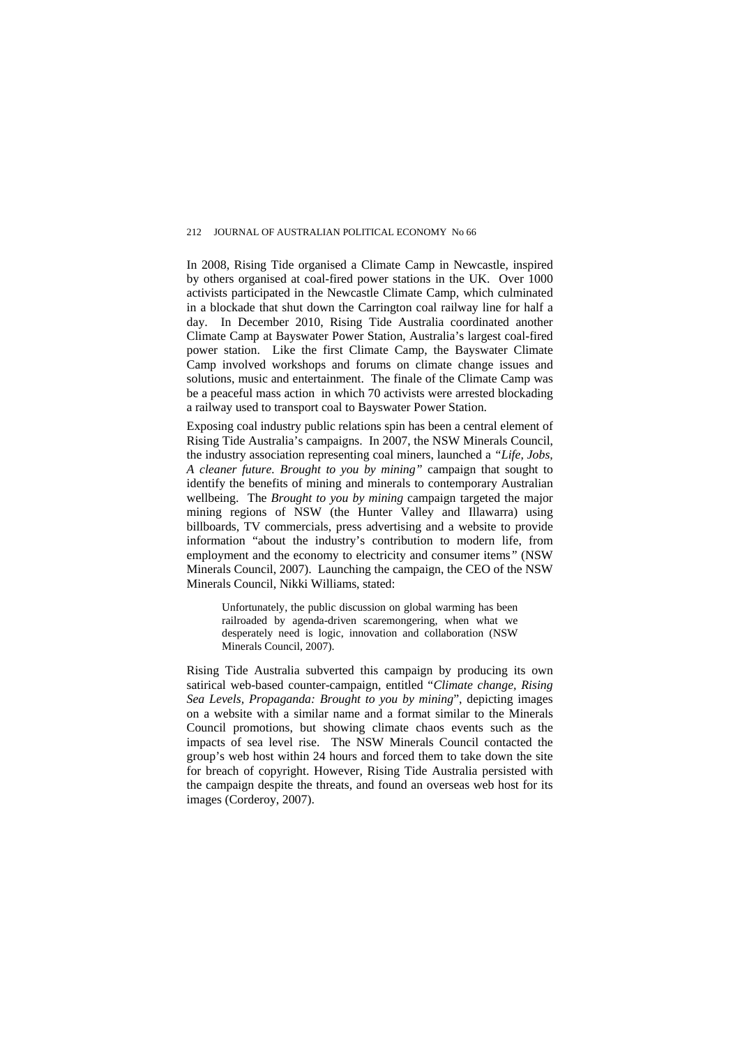In 2008, Rising Tide organised a Climate Camp in Newcastle, inspired by others organised at coal-fired power stations in the UK. Over 1000 activists participated in the Newcastle Climate Camp, which culminated in a blockade that shut down the Carrington coal railway line for half a day. In December 2010, Rising Tide Australia coordinated another Climate Camp at Bayswater Power Station, Australia's largest coal-fired power station. Like the first Climate Camp, the Bayswater Climate Camp involved workshops and forums on climate change issues and solutions, music and entertainment. The finale of the Climate Camp was be a peaceful mass action in which 70 activists were arrested blockading a railway used to transport coal to Bayswater Power Station.

Exposing coal industry public relations spin has been a central element of Rising Tide Australia's campaigns. In 2007, the NSW Minerals Council, the industry association representing coal miners, launched a *"Life, Jobs, A cleaner future. Brought to you by mining"* campaign that sought to identify the benefits of mining and minerals to contemporary Australian wellbeing. The *Brought to you by mining* campaign targeted the major mining regions of NSW (the Hunter Valley and Illawarra) using billboards, TV commercials, press advertising and a website to provide information "about the industry's contribution to modern life, from employment and the economy to electricity and consumer items" (NSW Minerals Council, 2007). Launching the campaign, the CEO of the NSW Minerals Council, Nikki Williams, stated:

> Unfortunately, the public discussion on global warming has been railroaded by agenda-driven scaremongering, when what we desperately need is logic, innovation and collaboration (NSW Minerals Council, 2007).

Rising Tide Australia subverted this campaign by producing its own satirical web-based counter-campaign, entitled "*Climate change, Rising Sea Levels, Propaganda: Brought to you by mining*", depicting images on a website with a similar name and a format similar to the Minerals Council promotions, but showing climate chaos events such as the impacts of sea level rise. The NSW Minerals Council contacted the group's web host within 24 hours and forced them to take down the site for breach of copyright. However, Rising Tide Australia persisted with the campaign despite the threats, and found an overseas web host for its images (Corderoy, 2007).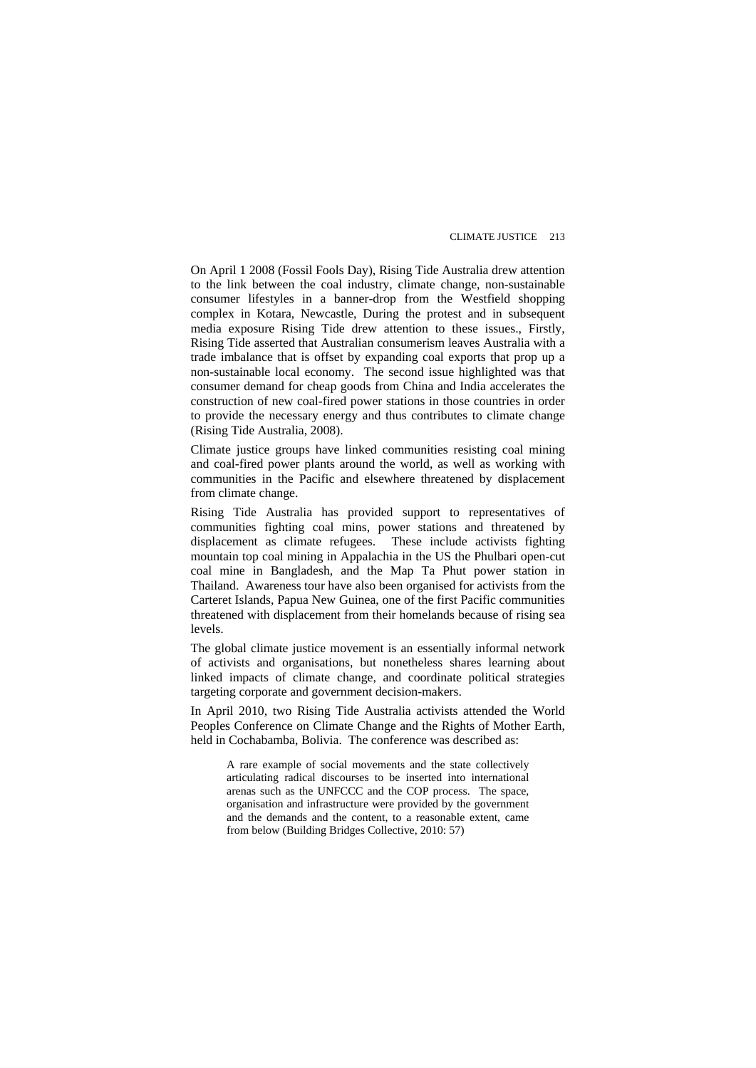On April 1 2008 (Fossil Fools Day), Rising Tide Australia drew attention to the link between the coal industry, climate change, non-sustainable consumer lifestyles in a banner-drop from the Westfield shopping complex in Kotara, Newcastle, During the protest and in subsequent media exposure Rising Tide drew attention to these issues., Firstly, Rising Tide asserted that Australian consumerism leaves Australia with a trade imbalance that is offset by expanding coal exports that prop up a non-sustainable local economy. The second issue highlighted was that consumer demand for cheap goods from China and India accelerates the construction of new coal-fired power stations in those countries in order to provide the necessary energy and thus contributes to climate change (Rising Tide Australia, 2008).

Climate justice groups have linked communities resisting coal mining and coal-fired power plants around the world, as well as working with communities in the Pacific and elsewhere threatened by displacement from climate change.

Rising Tide Australia has provided support to representatives of communities fighting coal mins, power stations and threatened by displacement as climate refugees. These include activists fighting mountain top coal mining in Appalachia in the US the Phulbari open-cut coal mine in Bangladesh, and the Map Ta Phut power station in Thailand. Awareness tour have also been organised for activists from the Carteret Islands, Papua New Guinea, one of the first Pacific communities threatened with displacement from their homelands because of rising sea levels.

The global climate justice movement is an essentially informal network of activists and organisations, but nonetheless shares learning about linked impacts of climate change, and coordinate political strategies targeting corporate and government decision-makers.

In April 2010, two Rising Tide Australia activists attended the World Peoples Conference on Climate Change and the Rights of Mother Earth, held in Cochabamba, Bolivia. The conference was described as:

> A rare example of social movements and the state collectively articulating radical discourses to be inserted into international arenas such as the UNFCCC and the COP process. The space, organisation and infrastructure were provided by the government and the demands and the content, to a reasonable extent, came from below (Building Bridges Collective, 2010: 57)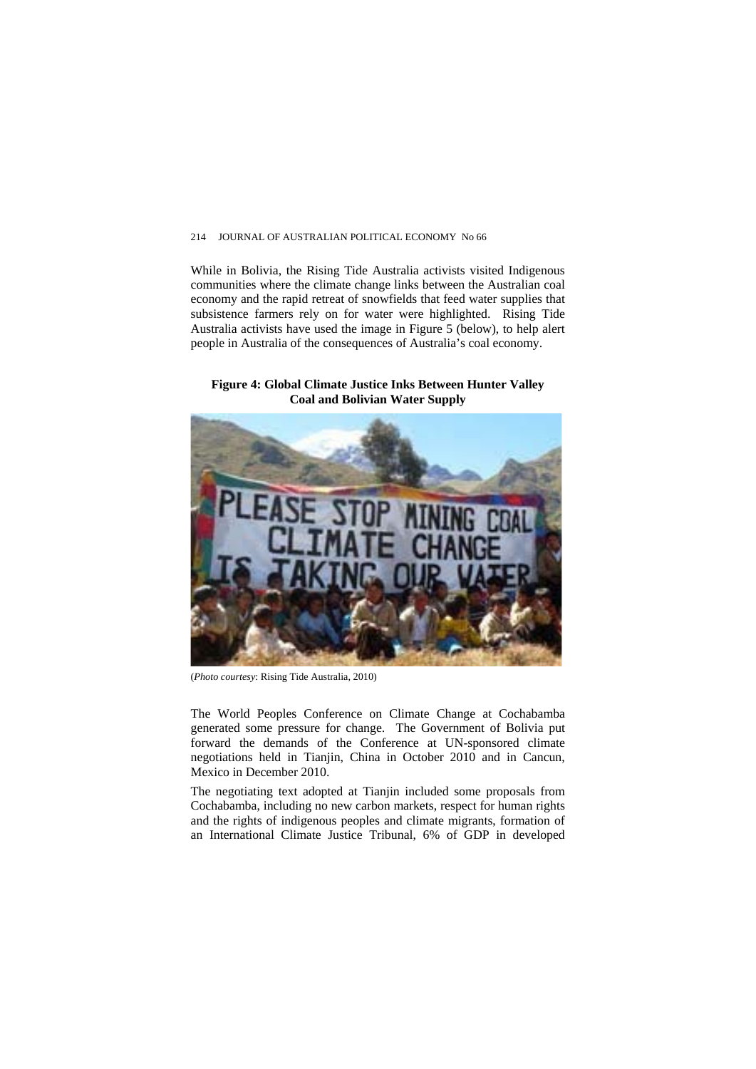While in Bolivia, the Rising Tide Australia activists visited Indigenous communities where the climate change links between the Australian coal economy and the rapid retreat of snowfields that feed water supplies that subsistence farmers rely on for water were highlighted. Rising Tide Australia activists have used the image in Figure 5 (below), to help alert people in Australia of the consequences of Australia's coal economy.

**Figure 4: Global Climate Justice Inks Between Hunter Valley Coal and Bolivian Water Supply**

(*Photo courtesy*: Rising Tide Australia, 2010)

The World Peoples Conference on Climate Change at Cochabamba generated some pressure for change. The Government of Bolivia put forward the demands of the Conference at UN-sponsored climate negotiations held in Tianjin, China in October 2010 and in Cancun, Mexico in December 2010.

The negotiating text adopted at Tianjin included some proposals from Cochabamba, including no new carbon markets, respect for human rights and the rights of indigenous peoples and climate migrants, formation of an International Climate Justice Tribunal, 6% of GDP in developed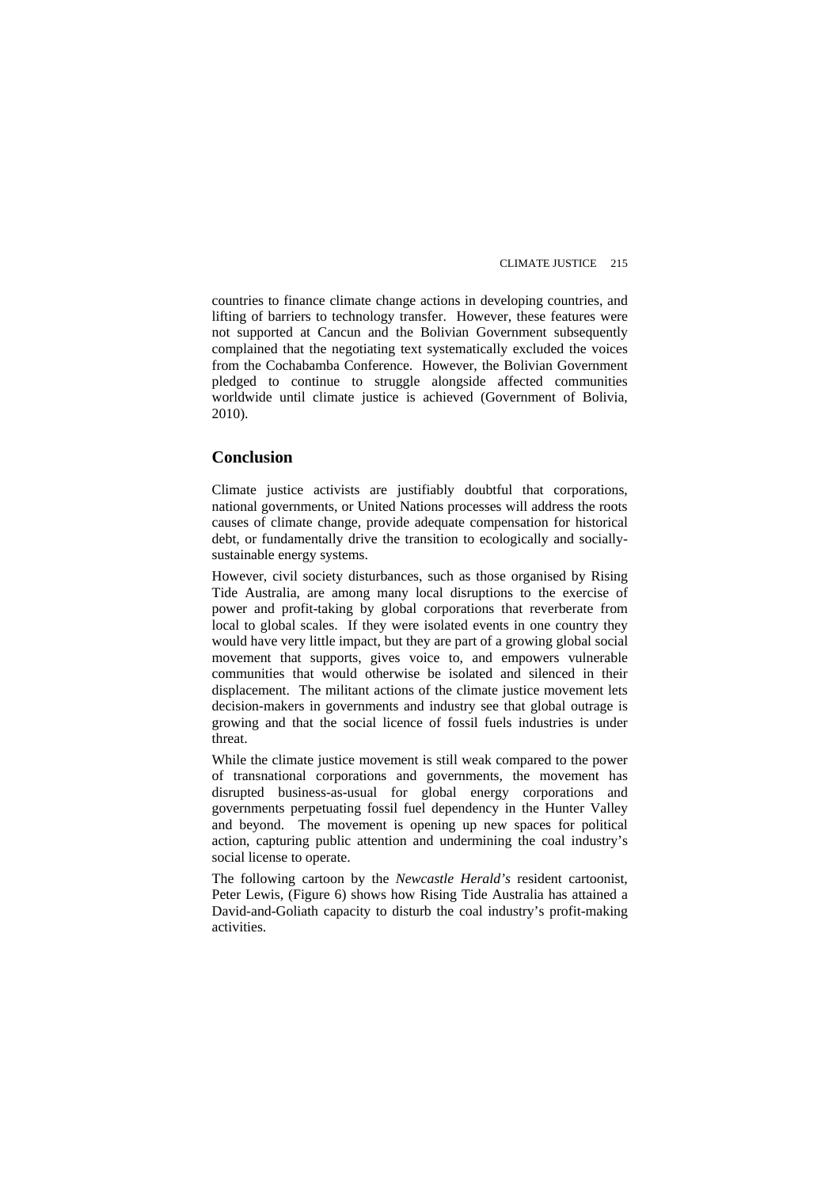countries to finance climate change actions in developing countries, and lifting of barriers to technology transfer. However, these features were not supported at Cancun and the Bolivian Government subsequently complained that the negotiating text systematically excluded the voices from the Cochabamba Conference. However, the Bolivian Government pledged to continue to struggle alongside affected communities worldwide until climate justice is achieved (Government of Bolivia, 2010).

## Conclusion

Climate justice activists are justifiably doubtful that corporations, national governments, or United Nations processes will address the roots causes of climate change, provide adequate compensation for historical debt, or fundamentally drive the transition to ecologically and socially-sustainable energy systems.

However, civil society disturbances, such as those organised by Rising Tide Australia, are among many local disruptions to the exercise of power and profit-taking by global corporations that reverberate from local to global scales. If they were isolated events in one country they would have very little impact, but they are part of a growing global social movement that supports, gives voice to, and empowers vulnerable communities that would otherwise be isolated and silenced in their displacement. The militant actions of the climate justice movement lets decision-makers in governments and industry see that global outrage is growing and that the social licence of fossil fuels industries is under threat.

While the climate justice movement is still weak compared to the power of transnational corporations and governments, the movement has disrupted business-as-usual for global energy corporations and governments perpetuating fossil fuel dependency in the Hunter Valley and beyond. The movement is opening up new spaces for political action, capturing public attention and undermining the coal industry's social license to operate.

The following cartoon by the *Newcastle Herald's* resident cartoonist, Peter Lewis, (Figure 6) shows how Rising Tide Australia has attained a David-and-Goliath capacity to disturb the coal industry's profit-making activities.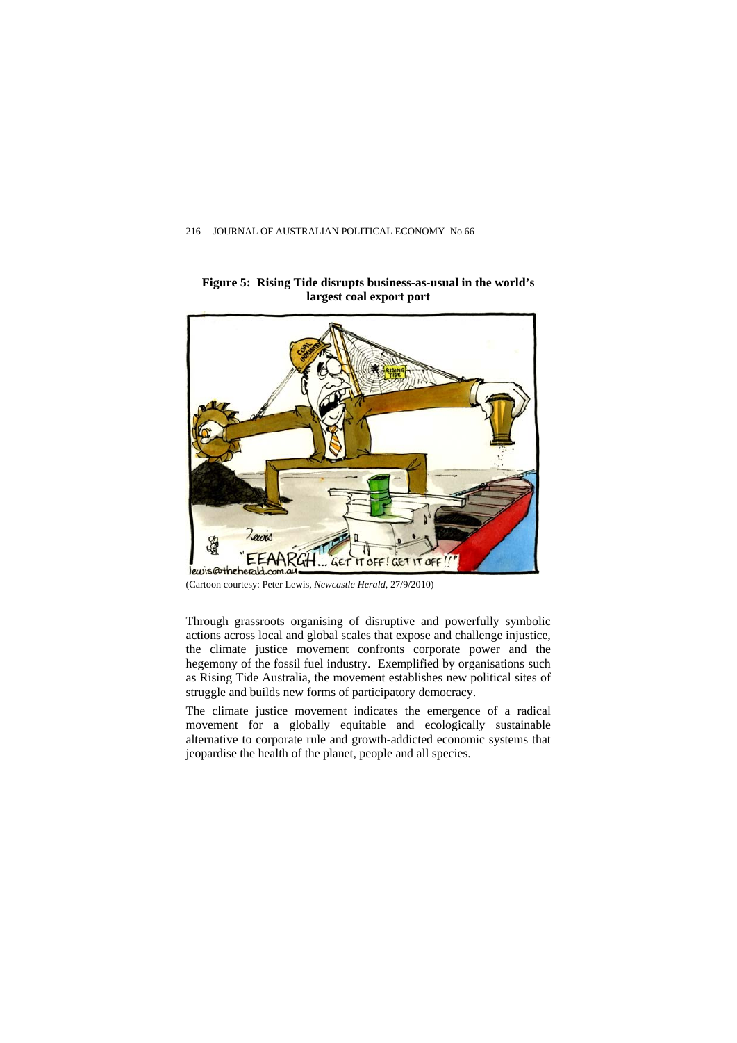**Figure 5: Rising Tide disrupts business-as-usual in the world's largest coal export port**

(Cartoon courtesy: Peter Lewis, *Newcastle Herald*, 27/9/2010)

Through grassroots organising of disruptive and powerfully symbolic actions across local and global scales that expose and challenge injustice, the climate justice movement confronts corporate power and the hegemony of the fossil fuel industry. Exemplified by organisations such as Rising Tide Australia, the movement establishes new political sites of struggle and builds new forms of participatory democracy.

The climate justice movement indicates the emergence of a radical movement for a globally equitable and ecologically sustainable alternative to corporate rule and growth-addicted economic systems that jeopardise the health of the planet, people and all species.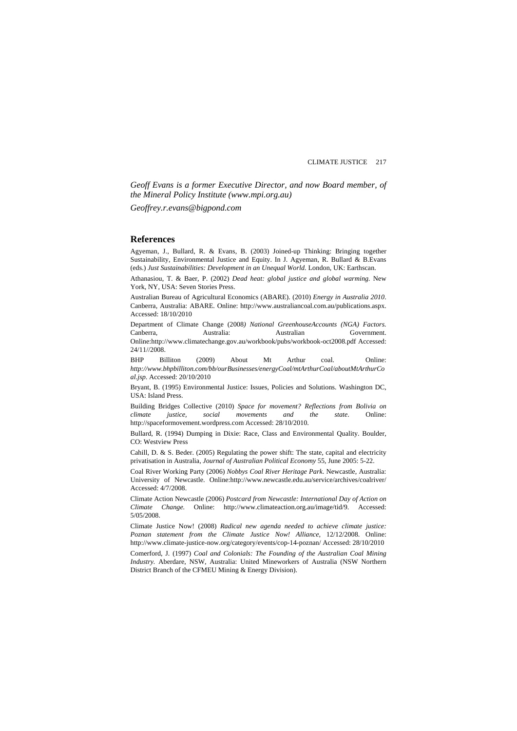*Geoff Evans is a former Executive Director, and now Board member, of the Mineral Policy Institute (www.mpi.org.au)*

*Geoffrey.r.evans@bigpond.com*

## References

Agyeman, J., Bullard, R. & Evans, B. (2003) Joined-up Thinking: Bringing together Sustainability, Environmental Justice and Equity. In J. Agyeman, R. Bullard & B.Evans (eds.) *Just Sustainabilities: Development in an Unequal World.* London, UK: Earthscan.

Athanasiou, T. & Baer, P. (2002) *Dead heat: global justice and global warming.* New York, NY, USA: Seven Stories Press.

Australian Bureau of Agricultural Economics (ABARE). (2010) *Energy in Australia 2010*. Canberra, Australia: ABARE. Online: http://www.australiancoal.com.au/publications.aspx. Accessed: 18/10/2010

Department of Climate Change (2008*) National GreenhouseAccounts (NGA) Factors.* Canberra, Australia: Australian Government. Online:http://www.climatechange.gov.au/workbook/pubs/workbook-oct2008.pdf Accessed: 24/11//2008.

BHP Billiton (2009) About Mt Arthur coal. Online: *http://www.bhpbilliton.com/bb/ourBusinesses/energyCoal/mtArthurCoal/aboutMtArthurCoal.jsp*. Accessed: 20/10/2010

Bryant, B. (1995) Environmental Justice: Issues, Policies and Solutions. Washington DC, USA: Island Press.

Building Bridges Collective (2010) *Space for movement? Reflections from Bolivia on climate justice, social movements and the state*. Online: http://spaceformovement.wordpress.com Accessed: 28/10/2010.

Bullard, R. (1994) Dumping in Dixie: Race, Class and Environmental Quality. Boulder, CO: Westview Press

Cahill, D. & S. Beder. (2005) Regulating the power shift: The state, capital and electricity privatisation in Australia, *Journal of Australian Political Economy* 55, June 2005: 5-22.

Coal River Working Party (2006) *Nobbys Coal River Heritage Park*. Newcastle, Australia: University of Newcastle. Online:http://www.newcastle.edu.au/service/archives/coalriver/ Accessed: 4/7/2008.

Climate Action Newcastle (2006) *Postcard from Newcastle: International Day of Action on Climate Change.* Online: http://www.climateaction.org.au/image/tid/9. Accessed: 5/05/2008.

Climate Justice Now! (2008) *Radical new agenda needed to achieve climate justice: Poznan statement from the Climate Justice Now! Alliance*, 12/12/2008. Online: http://www.climate-justice-now.org/category/events/cop-14-poznan/ Accessed: 28/10/2010

Comerford, J. (1997) *Coal and Colonials: The Founding of the Australian Coal Mining Industry.* Aberdare, NSW, Australia: United Mineworkers of Australia (NSW Northern District Branch of the CFMEU Mining & Energy Division).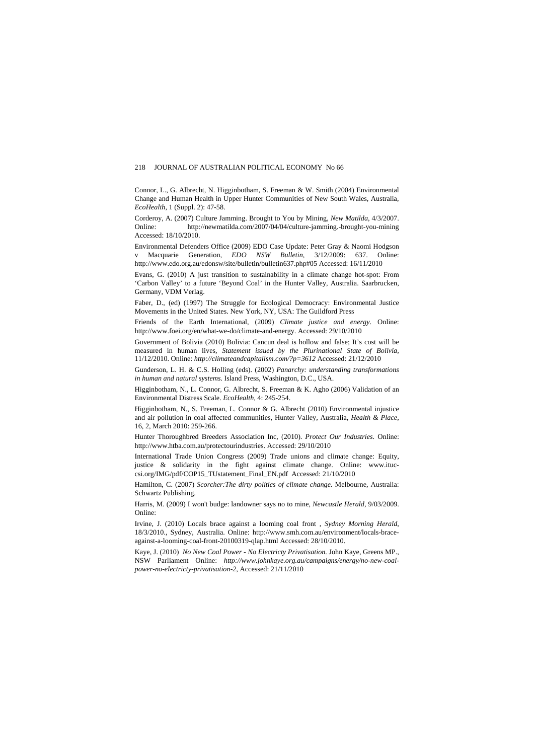Connor, L., G. Albrecht, N. Higginbotham, S. Freeman & W. Smith (2004) Environmental Change and Human Health in Upper Hunter Communities of New South Wales, Australia, *EcoHealth*, 1 (Suppl. 2): 47-58.

Corderoy, A. (2007) Culture Jamming. Brought to You by Mining, *New Matilda*, 4/3/2007. Online: http://newmatilda.com/2007/04/04/culture-jamming.-brought-you-mining Accessed: 18/10/2010.

Environmental Defenders Office (2009) EDO Case Update: Peter Gray & Naomi Hodgson v Macquarie Generation, *EDO NSW Bulletin*, 3/12/2009: 637. Online: http://www.edo.org.au/edonsw/site/bulletin/bulletin637.php#05 Accessed: 16/11/2010

Evans, G. (2010) A just transition to sustainability in a climate change hot-spot: From 'Carbon Valley' to a future 'Beyond Coal' in the Hunter Valley, Australia. Saarbrucken, Germany, VDM Verlag.

Faber, D., (ed) (1997) The Struggle for Ecological Democracy: Environmental Justice Movements in the United States. New York, NY, USA: The Guildford Press

Friends of the Earth International, (2009) *Climate justice and energy*. Online: http://www.foei.org/en/what-we-do/climate-and-energy. Accessed: 29/10/2010

Government of Bolivia (2010) Bolivia: Cancun deal is hollow and false; It's cost will be measured in human lives, *Statement issued by the Plurinational State of Bolivia*, 11/12/2010. Online: *http://climateandcapitalism.com/?p=3612* Accessed: 21/12/2010

Gunderson, L. H. & C.S. Holling (eds). (2002) *Panarchy: understanding transformations in human and natural systems.* Island Press, Washington, D.C., USA.

Higginbotham, N., L. Connor, G. Albrecht, S. Freeman & K. Agho (2006) Validation of an Environmental Distress Scale. *EcoHealth*, 4: 245-254.

Higginbotham, N., S. Freeman, L. Connor & G. Albrecht (2010) Environmental injustice and air pollution in coal affected communities, Hunter Valley, Australia, *Health & Place*, 16, 2, March 2010: 259-266.

Hunter Thoroughbred Breeders Association Inc, (2010). *Protect Our Industries*. Online: http://www.htba.com.au/protectourindustries. Accessed: 29/10/2010

International Trade Union Congress (2009) Trade unions and climate change: Equity, justice & solidarity in the fight against climate change. Online: www.ituc-csi.org/IMG/pdf/COP15_TUstatement_Final_EN.pdf Accessed: 21/10/2010

Hamilton, C. (2007) *Scorcher:The dirty politics of climate change.* Melbourne, Australia: Schwartz Publishing.

Harris, M. (2009) I won't budge: landowner says no to mine, *Newcastle Herald*, 9/03/2009. Online:

Irvine, J. (2010) Locals brace against a looming coal front , *Sydney Morning Herald*, 18/3/2010., Sydney, Australia. Online: http://www.smh.com.au/environment/locals-brace-against-a-looming-coal-front-20100319-qlap.html Accessed: 28/10/2010.

Kaye, J. (2010) *No New Coal Power - No Electricty Privatisation.* John Kaye, Greens MP., NSW Parliament Online: *http://www.johnkaye.org.au/campaigns/energy/no-new-coal-power-no-electricty-privatisation-2*, Accessed: 21/11/2010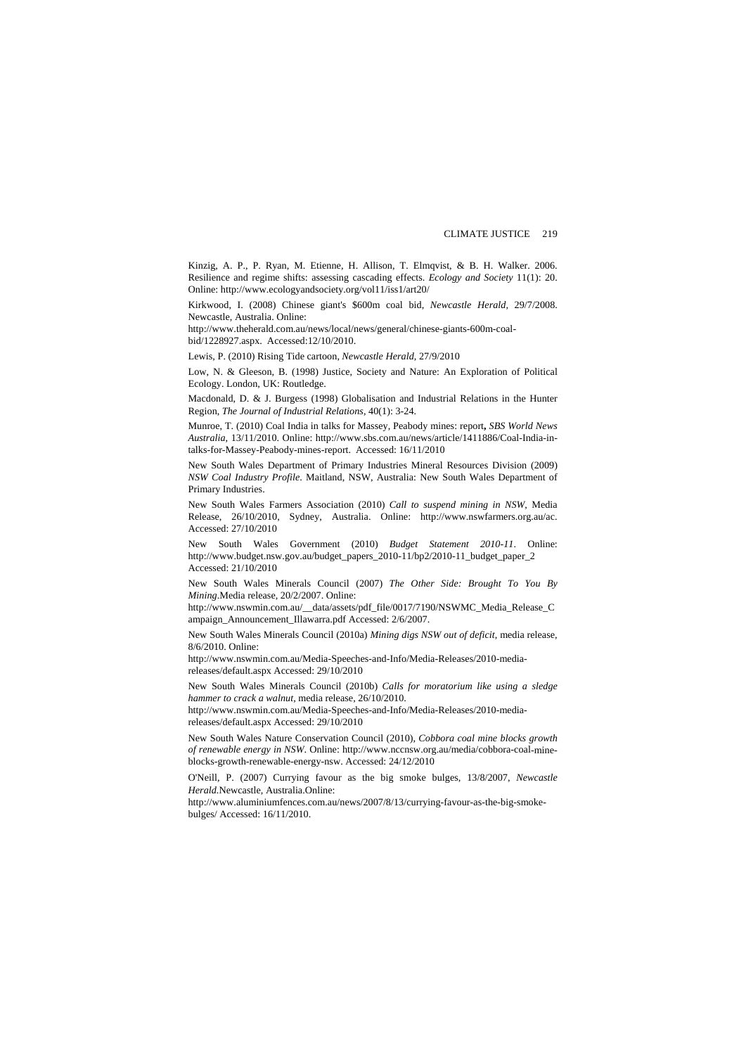Kinzig, A. P., P. Ryan, M. Etienne, H. Allison, T. Elmqvist, & B. H. Walker. 2006. Resilience and regime shifts: assessing cascading effects. *Ecology and Society* 11(1): 20. Online: http://www.ecologyandsociety.org/vol11/iss1/art20/

Kirkwood, I. (2008) Chinese giant's $600m coal bid, *Newcastle Herald*, 29/7/2008. Newcastle, Australia. Online: http://www.theherald.com.au/news/local/news/general/chinese-giants-600m-coal-bid/1228927.aspx. Accessed:12/10/2010.

Lewis, P. (2010) Rising Tide cartoon, *Newcastle Herald*, 27/9/2010

Low, N. & Gleeson, B. (1998) Justice, Society and Nature: An Exploration of Political Ecology. London, UK: Routledge.

Macdonald, D. & J. Burgess (1998) Globalisation and Industrial Relations in the Hunter Region, *The Journal of Industrial Relations*, 40(1): 3-24.

Munroe, T. (2010) Coal India in talks for Massey, Peabody mines: report**,** *SBS World News Australia*, 13/11/2010. Online: http://www.sbs.com.au/news/article/1411886/Coal-India-in-talks-for-Massey-Peabody-mines-report. Accessed: 16/11/2010

New South Wales Department of Primary Industries Mineral Resources Division (2009) *NSW Coal Industry Profile*. Maitland, NSW, Australia: New South Wales Department of Primary Industries.

New South Wales Farmers Association (2010) *Call to suspend mining in NSW*, Media Release, 26/10/2010, Sydney, Australia. Online: http://www.nswfarmers.org.au/ac. Accessed: 27/10/2010

New South Wales Government (2010) *Budget Statement 2010-11*. Online: http://www.budget.nsw.gov.au/budget_papers_2010-11/bp2/2010-11_budget_paper_2 Accessed: 21/10/2010

New South Wales Minerals Council (2007) *The Other Side: Brought To You By Mining*.Media release, 20/2/2007. Online: http://www.nswmin.com.au/__data/assets/pdf_file/0017/7190/NSWMC_Media_Release_Campaign_Announcement_Illawarra.pdf Accessed: 2/6/2007.

New South Wales Minerals Council (2010a) *Mining digs NSW out of deficit*, media release, 8/6/2010. Online: http://www.nswmin.com.au/Media-Speeches-and-Info/Media-Releases/2010-media-releases/default.aspx Accessed: 29/10/2010

New South Wales Minerals Council (2010b) *Calls for moratorium like using a sledge hammer to crack a walnut*, media release, 26/10/2010. http://www.nswmin.com.au/Media-Speeches-and-Info/Media-Releases/2010-media-releases/default.aspx Accessed: 29/10/2010

New South Wales Nature Conservation Council (2010), *Cobbora coal mine blocks growth of renewable energy in NSW*. Online: http://www.nccnsw.org.au/media/cobbora-coal-mine-blocks-growth-renewable-energy-nsw. Accessed: 24/12/2010

O'Neill, P. (2007) Currying favour as the big smoke bulges, 13/8/2007, *Newcastle Herald*.Newcastle, Australia.Online: http://www.aluminiumfences.com.au/news/2007/8/13/currying-favour-as-the-big-smoke-bulges/ Accessed: 16/11/2010.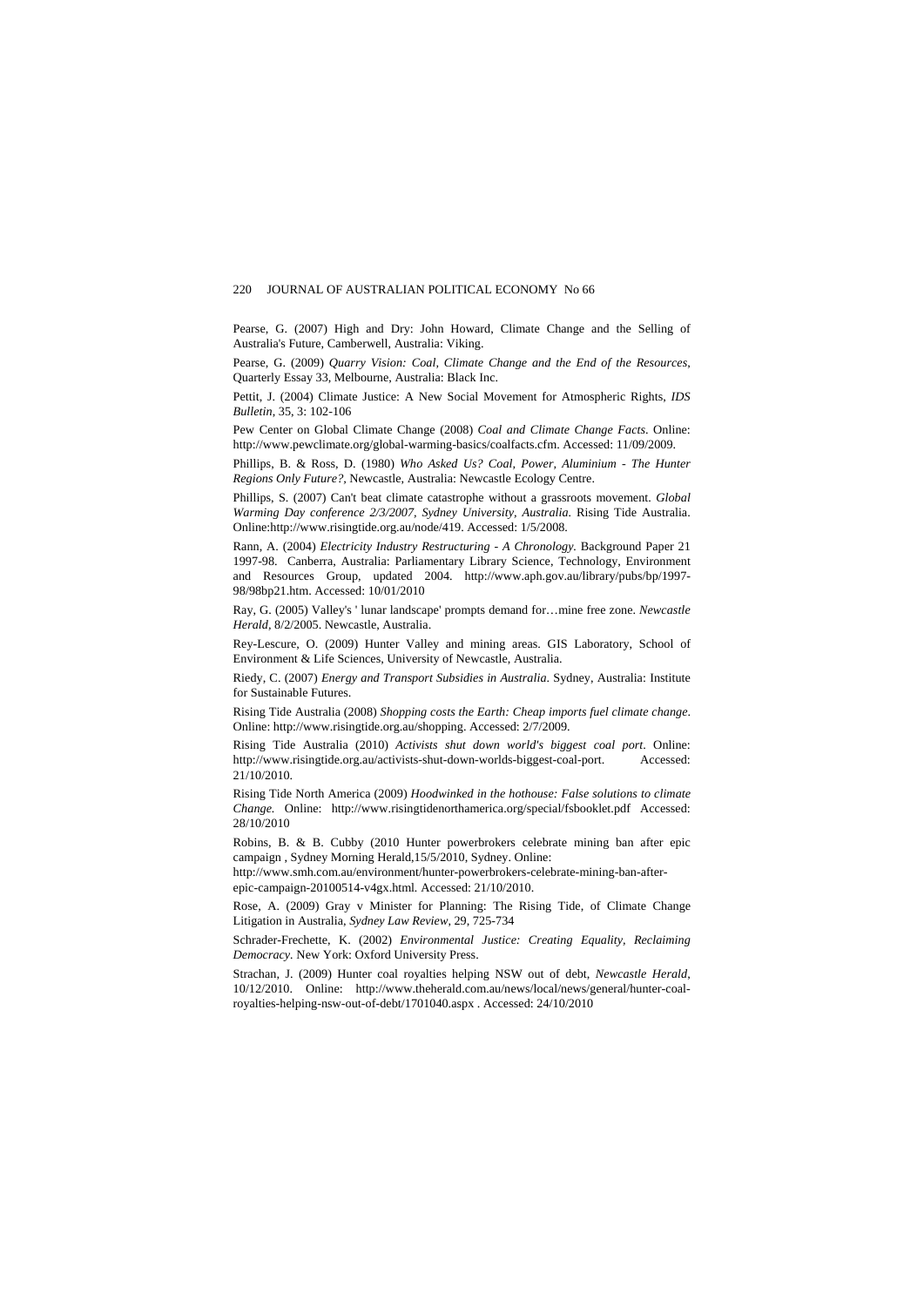Pearse, G. (2007) High and Dry: John Howard, Climate Change and the Selling of Australia's Future, Camberwell, Australia: Viking.

Pearse, G. (2009) *Quarry Vision: Coal, Climate Change and the End of the Resources*, Quarterly Essay 33, Melbourne, Australia: Black Inc.

Pettit, J. (2004) Climate Justice: A New Social Movement for Atmospheric Rights, *IDS Bulletin*, 35, 3: 102-106

Pew Center on Global Climate Change (2008) *Coal and Climate Change Facts*. Online: http://www.pewclimate.org/global-warming-basics/coalfacts.cfm. Accessed: 11/09/2009.

Phillips, B. & Ross, D. (1980) *Who Asked Us? Coal, Power, Aluminium - The Hunter Regions Only Future?*, Newcastle, Australia: Newcastle Ecology Centre.

Phillips, S. (2007) Can't beat climate catastrophe without a grassroots movement. *Global Warming Day conference 2/3/2007, Sydney University, Australia.* Rising Tide Australia. Online:http://www.risingtide.org.au/node/419. Accessed: 1/5/2008.

Rann, A. (2004) *Electricity Industry Restructuring - A Chronology.* Background Paper 21 1997-98. Canberra, Australia: Parliamentary Library Science, Technology, Environment and Resources Group, updated 2004. http://www.aph.gov.au/library/pubs/bp/1997-98/98bp21.htm. Accessed: 10/01/2010

Ray, G. (2005) Valley's ' lunar landscape' prompts demand for…mine free zone. *Newcastle Herald*, 8/2/2005. Newcastle, Australia.

Rey-Lescure, O. (2009) Hunter Valley and mining areas. GIS Laboratory, School of Environment & Life Sciences, University of Newcastle, Australia.

Riedy, C. (2007) *Energy and Transport Subsidies in Australia*. Sydney, Australia: Institute for Sustainable Futures.

Rising Tide Australia (2008) *Shopping costs the Earth: Cheap imports fuel climate change*. Online: http://www.risingtide.org.au/shopping. Accessed: 2/7/2009.

Rising Tide Australia (2010) *Activists shut down world's biggest coal port*. Online: http://www.risingtide.org.au/activists-shut-down-worlds-biggest-coal-port. Accessed: 21/10/2010.

Rising Tide North America (2009) *Hoodwinked in the hothouse: False solutions to climate Change.* Online: http://www.risingtidenorthamerica.org/special/fsbooklet.pdf Accessed: 28/10/2010

Robins, B. & B. Cubby (2010 Hunter powerbrokers celebrate mining ban after epic campaign , Sydney Morning Herald,15/5/2010, Sydney. Online: http://www.smh.com.au/environment/hunter-powerbrokers-celebrate-mining-ban-after-epic-campaign-20100514-v4gx.html. Accessed: 21/10/2010.

Rose, A. (2009) Gray v Minister for Planning: The Rising Tide, of Climate Change Litigation in Australia, *Sydney Law Review*, 29, 725-734

Schrader-Frechette, K. (2002) *Environmental Justice: Creating Equality, Reclaiming Democracy*. New York: Oxford University Press.

Strachan, J. (2009) Hunter coal royalties helping NSW out of debt, *Newcastle Herald*, 10/12/2010. Online: http://www.theherald.com.au/news/local/news/general/hunter-coal-royalties-helping-nsw-out-of-debt/1701040.aspx . Accessed: 24/10/2010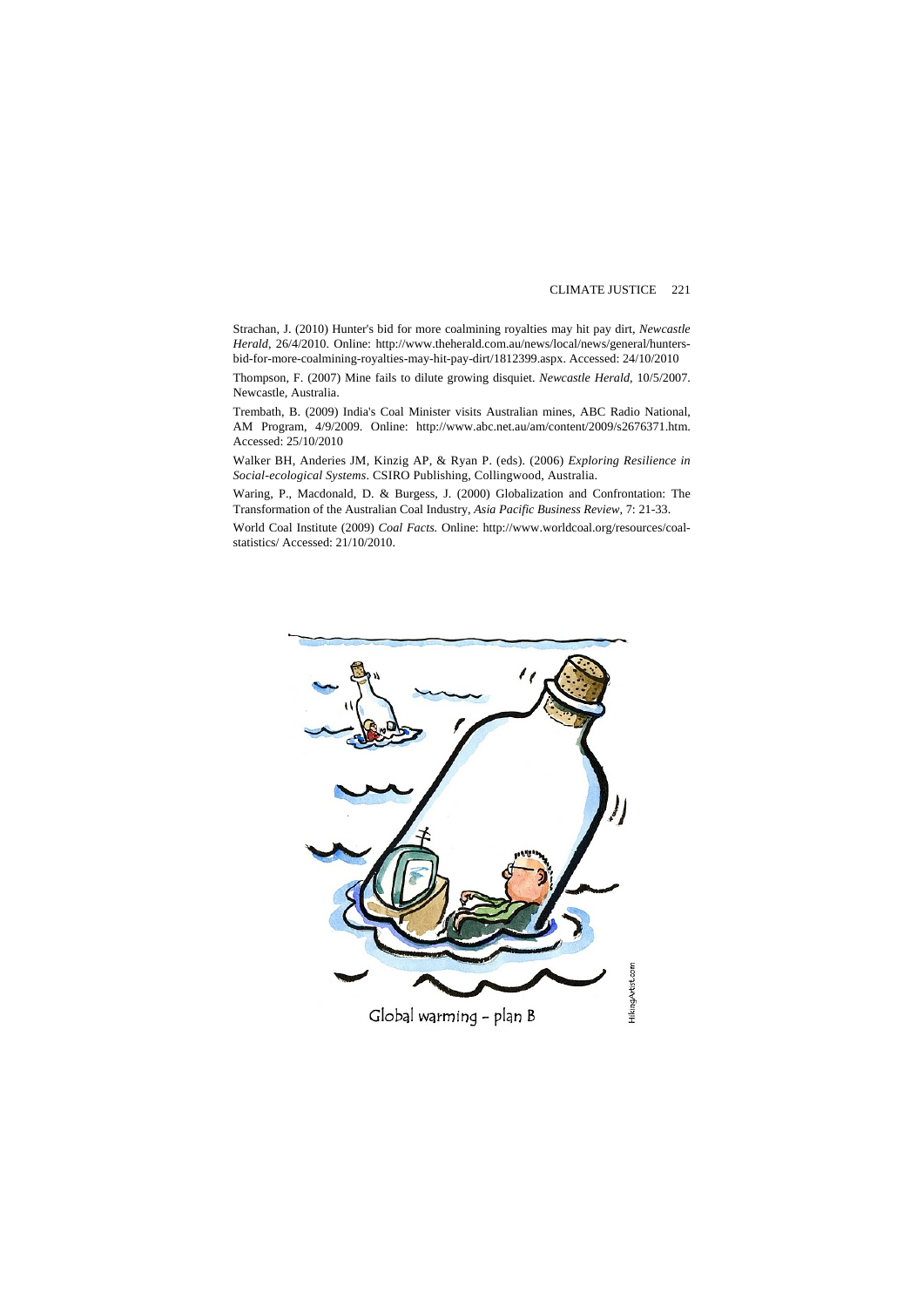Strachan, J. (2010) Hunter's bid for more coalmining royalties may hit pay dirt, *Newcastle Herald*, 26/4/2010. Online: http://www.theherald.com.au/news/local/news/general/hunters-bid-for-more-coalmining-royalties-may-hit-pay-dirt/1812399.aspx. Accessed: 24/10/2010

Thompson, F. (2007) Mine fails to dilute growing disquiet. *Newcastle Herald*, 10/5/2007. Newcastle, Australia.

Trembath, B. (2009) India's Coal Minister visits Australian mines, ABC Radio National, AM Program, 4/9/2009. Online: http://www.abc.net.au/am/content/2009/s2676371.htm. Accessed: 25/10/2010

Walker BH, Anderies JM, Kinzig AP, & Ryan P. (eds). (2006) *Exploring Resilience in Social-ecological Systems*. CSIRO Publishing, Collingwood, Australia.

Waring, P., Macdonald, D. & Burgess, J. (2000) Globalization and Confrontation: The Transformation of the Australian Coal Industry, *Asia Pacific Business Review*, 7: 21-33.

World Coal Institute (2009) *Coal Facts.* Online: http://www.worldcoal.org/resources/coal-statistics/ Accessed: 21/10/2010.

Global warming – plan B

HikingArtist.com